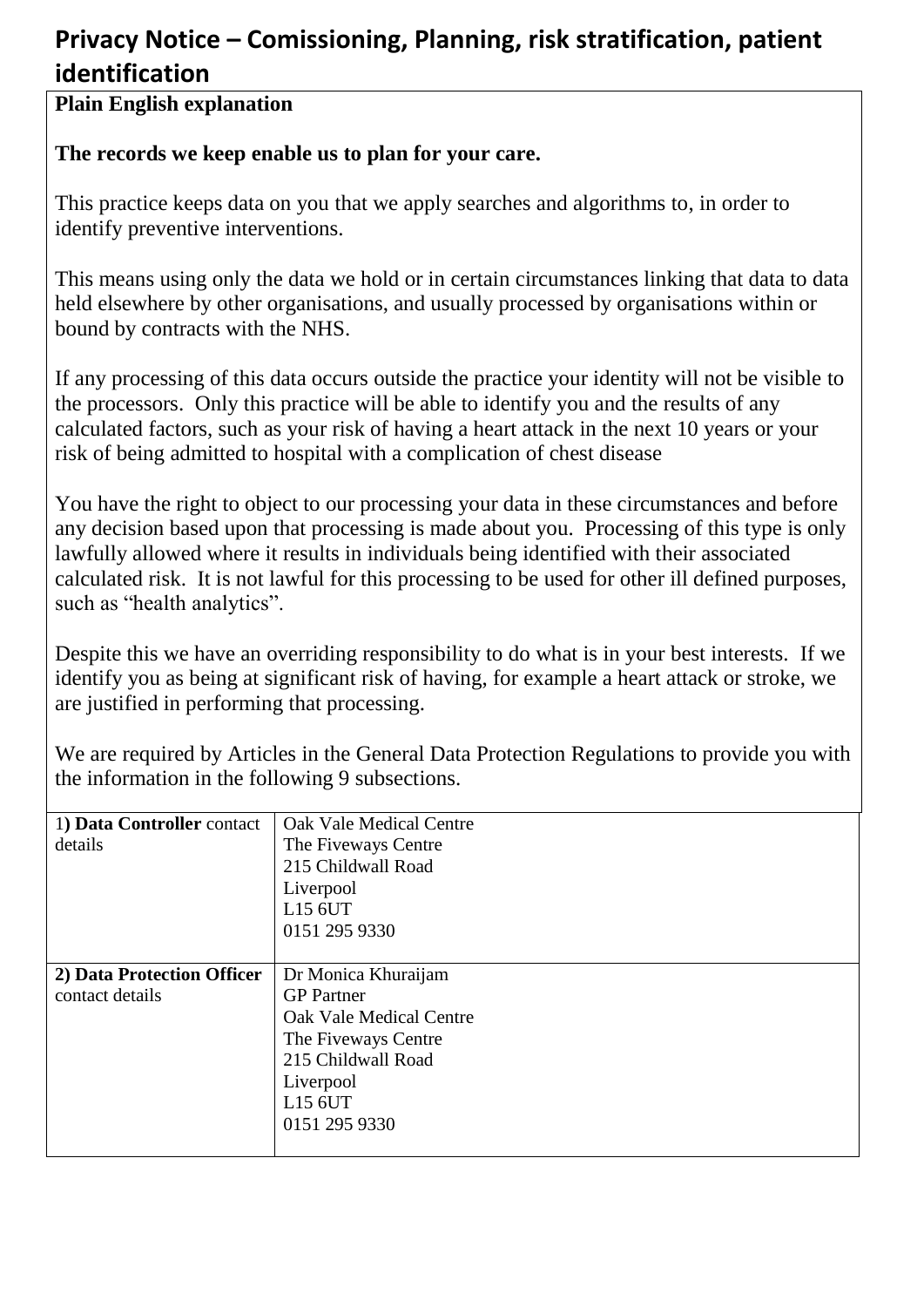# Privacy Notice – Comissioning, Planning, risk stratification, patient identification

**Plain English explanation**

**The records we keep enable us to plan for your care.**

This practice keeps data on you that we apply searches and algorithms to, in order to identify preventive interventions.

This means using only the data we hold or in certain circumstances linking that data to data held elsewhere by other organisations, and usually processed by organisations within or bound by contracts with the NHS.

If any processing of this data occurs outside the practice your identity will not be visible to the processors. Only this practice will be able to identify you and the results of any calculated factors, such as your risk of having a heart attack in the next 10 years or your risk of being admitted to hospital with a complication of chest disease

You have the right to object to our processing your data in these circumstances and before any decision based upon that processing is made about you. Processing of this type is only lawfully allowed where it results in individuals being identified with their associated calculated risk. It is not lawful for this processing to be used for other ill defined purposes, such as "health analytics".

Despite this we have an overriding responsibility to do what is in your best interests. If we identify you as being at significant risk of having, for example a heart attack or stroke, we are justified in performing that processing.

We are required by Articles in the General Data Protection Regulations to provide you with the information in the following 9 subsections.

| | |
|---|---|
| 1**) Data Controller** contact details | Oak Vale Medical Centre<br>The Fiveways Centre<br>215 Childwall Road<br>Liverpool<br>L15 6UT<br>0151 295 9330 |
| **2) Data Protection Officer** contact details | Dr Monica Khuraijam<br>GP Partner<br>Oak Vale Medical Centre<br>The Fiveways Centre<br>215 Childwall Road<br>Liverpool<br>L15 6UT<br>0151 295 9330 |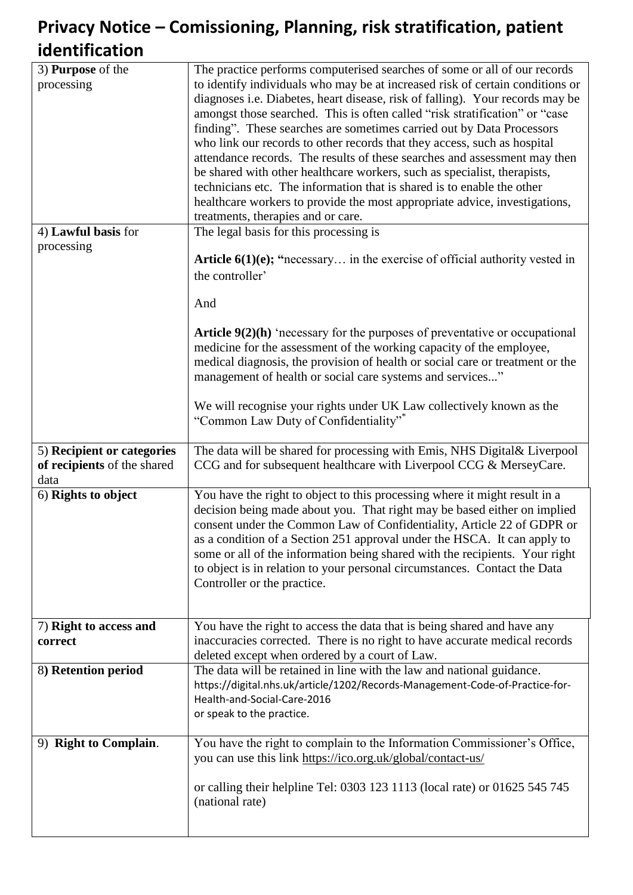# Privacy Notice – Comissioning, Planning, risk stratification, patient identification

| | |
|---|---|
| 3) **Purpose** of the processing | The practice performs computerised searches of some or all of our records to identify individuals who may be at increased risk of certain conditions or diagnoses i.e. Diabetes, heart disease, risk of falling). Your records may be amongst those searched. This is often called "risk stratification" or "case finding". These searches are sometimes carried out by Data Processors who link our records to other records that they access, such as hospital attendance records. The results of these searches and assessment may then be shared with other healthcare workers, such as specialist, therapists, technicians etc. The information that is shared is to enable the other healthcare workers to provide the most appropriate advice, investigations, treatments, therapies and or care. |
| 4) **Lawful basis** for processing | The legal basis for this processing is<br><br>**Article 6(1)(e); "**necessary… in the exercise of official authority vested in the controller'<br><br>And<br><br>**Article 9(2)(h)** 'necessary for the purposes of preventative or occupational medicine for the assessment of the working capacity of the employee, medical diagnosis, the provision of health or social care or treatment or the management of health or social care systems and services..."<br><br>We will recognise your rights under UK Law collectively known as the "Common Law Duty of Confidentiality"* |
| 5) **Recipient or categories of recipients** of the shared data | The data will be shared for processing with Emis, NHS Digital& Liverpool CCG and for subsequent healthcare with Liverpool CCG & MerseyCare. |
| 6) **Rights to object** | You have the right to object to this processing where it might result in a decision being made about you. That right may be based either on implied consent under the Common Law of Confidentiality, Article 22 of GDPR or as a condition of a Section 251 approval under the HSCA. It can apply to some or all of the information being shared with the recipients. Your right to object is in relation to your personal circumstances. Contact the Data Controller or the practice. |
| 7) **Right to access and correct** | You have the right to access the data that is being shared and have any inaccuracies corrected. There is no right to have accurate medical records deleted except when ordered by a court of Law. |
| 8**) Retention period** | The data will be retained in line with the law and national guidance.<br>https://digital.nhs.uk/article/1202/Records-Management-Code-of-Practice-for-Health-and-Social-Care-2016<br>or speak to the practice. |
| 9) **Right to Complain**. | You have the right to complain to the Information Commissioner's Office, you can use this link https://ico.org.uk/global/contact-us/<br><br>or calling their helpline Tel: 0303 123 1113 (local rate) or 01625 545 745 (national rate) |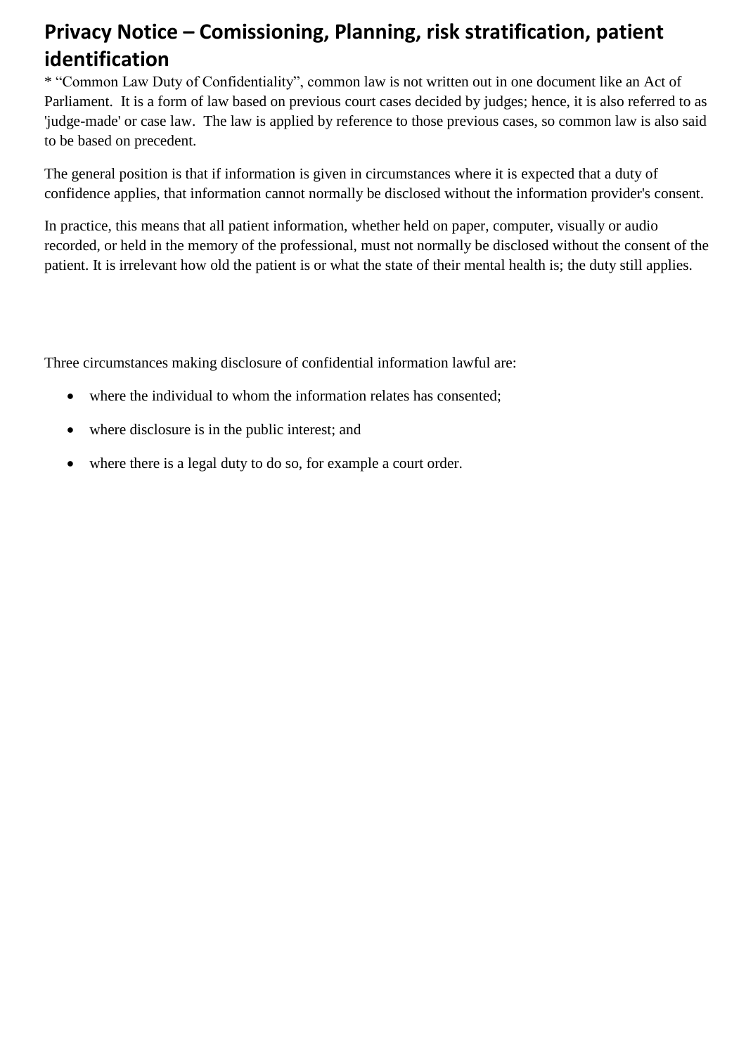# Privacy Notice – Comissioning, Planning, risk stratification, patient identification

* "Common Law Duty of Confidentiality", common law is not written out in one document like an Act of Parliament. It is a form of law based on previous court cases decided by judges; hence, it is also referred to as 'judge-made' or case law. The law is applied by reference to those previous cases, so common law is also said to be based on precedent.

The general position is that if information is given in circumstances where it is expected that a duty of confidence applies, that information cannot normally be disclosed without the information provider's consent.

In practice, this means that all patient information, whether held on paper, computer, visually or audio recorded, or held in the memory of the professional, must not normally be disclosed without the consent of the patient. It is irrelevant how old the patient is or what the state of their mental health is; the duty still applies.

Three circumstances making disclosure of confidential information lawful are:

- where the individual to whom the information relates has consented;
- where disclosure is in the public interest; and
- where there is a legal duty to do so, for example a court order.